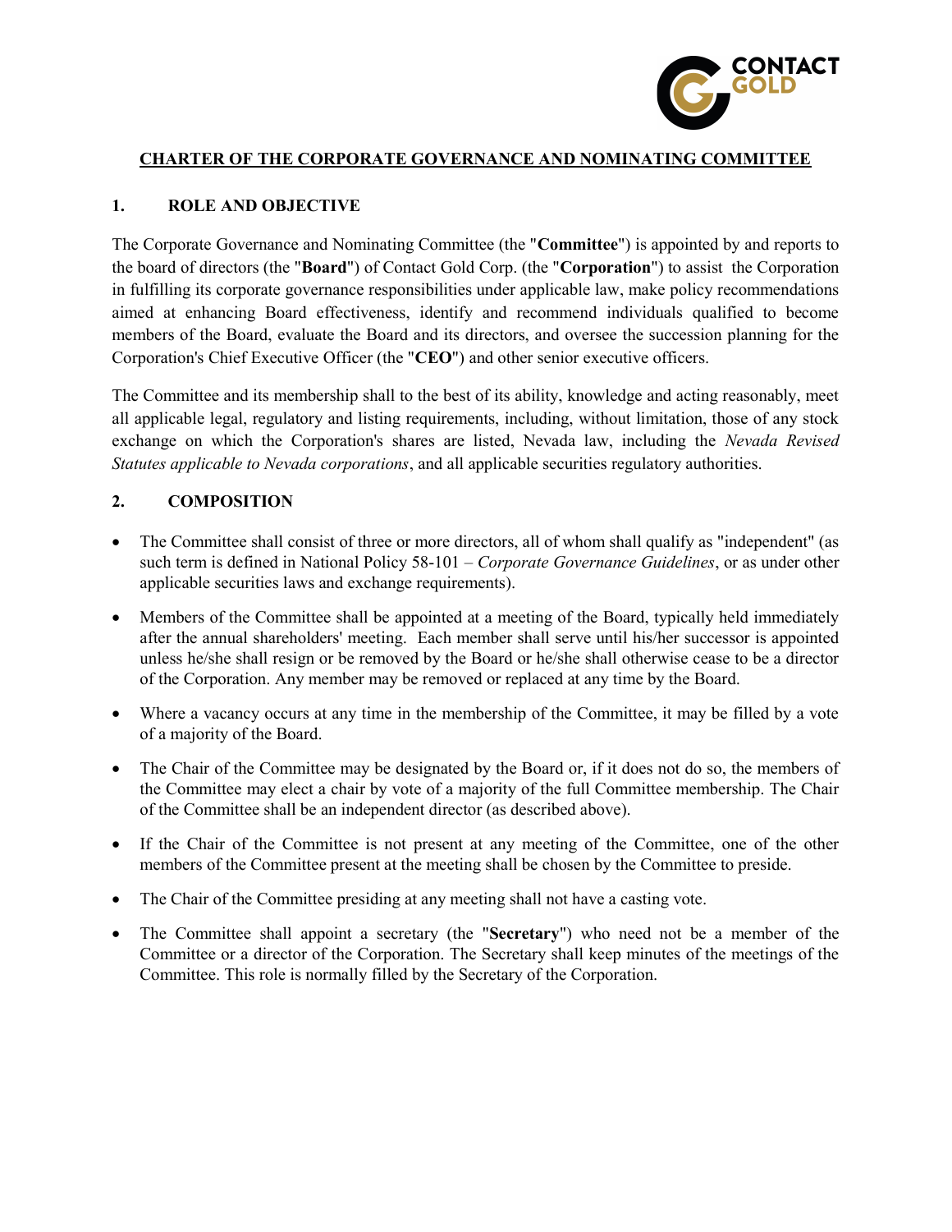# CHARTER OF THE CORPORATE GOVERNANCE AND NOMINATING COMMITTEE

## 1. ROLE AND OBJECTIVE

The Corporate Governance and Nominating Committee (the "**Committee**") is appointed by and reports to the board of directors (the "**Board**") of Contact Gold Corp. (the "**Corporation**") to assist the Corporation in fulfilling its corporate governance responsibilities under applicable law, make policy recommendations aimed at enhancing Board effectiveness, identify and recommend individuals qualified to become members of the Board, evaluate the Board and its directors, and oversee the succession planning for the Corporation's Chief Executive Officer (the "**CEO**") and other senior executive officers.

The Committee and its membership shall to the best of its ability, knowledge and acting reasonably, meet all applicable legal, regulatory and listing requirements, including, without limitation, those of any stock exchange on which the Corporation's shares are listed, Nevada law, including the *Nevada Revised Statutes applicable to Nevada corporations*, and all applicable securities regulatory authorities.

## 2. COMPOSITION

- The Committee shall consist of three or more directors, all of whom shall qualify as "independent" (as such term is defined in National Policy 58-101 – *Corporate Governance Guidelines*, or as under other applicable securities laws and exchange requirements).
- Members of the Committee shall be appointed at a meeting of the Board, typically held immediately after the annual shareholders' meeting. Each member shall serve until his/her successor is appointed unless he/she shall resign or be removed by the Board or he/she shall otherwise cease to be a director of the Corporation. Any member may be removed or replaced at any time by the Board.
- Where a vacancy occurs at any time in the membership of the Committee, it may be filled by a vote of a majority of the Board.
- The Chair of the Committee may be designated by the Board or, if it does not do so, the members of the Committee may elect a chair by vote of a majority of the full Committee membership. The Chair of the Committee shall be an independent director (as described above).
- If the Chair of the Committee is not present at any meeting of the Committee, one of the other members of the Committee present at the meeting shall be chosen by the Committee to preside.
- The Chair of the Committee presiding at any meeting shall not have a casting vote.
- The Committee shall appoint a secretary (the "**Secretary**") who need not be a member of the Committee or a director of the Corporation. The Secretary shall keep minutes of the meetings of the Committee. This role is normally filled by the Secretary of the Corporation.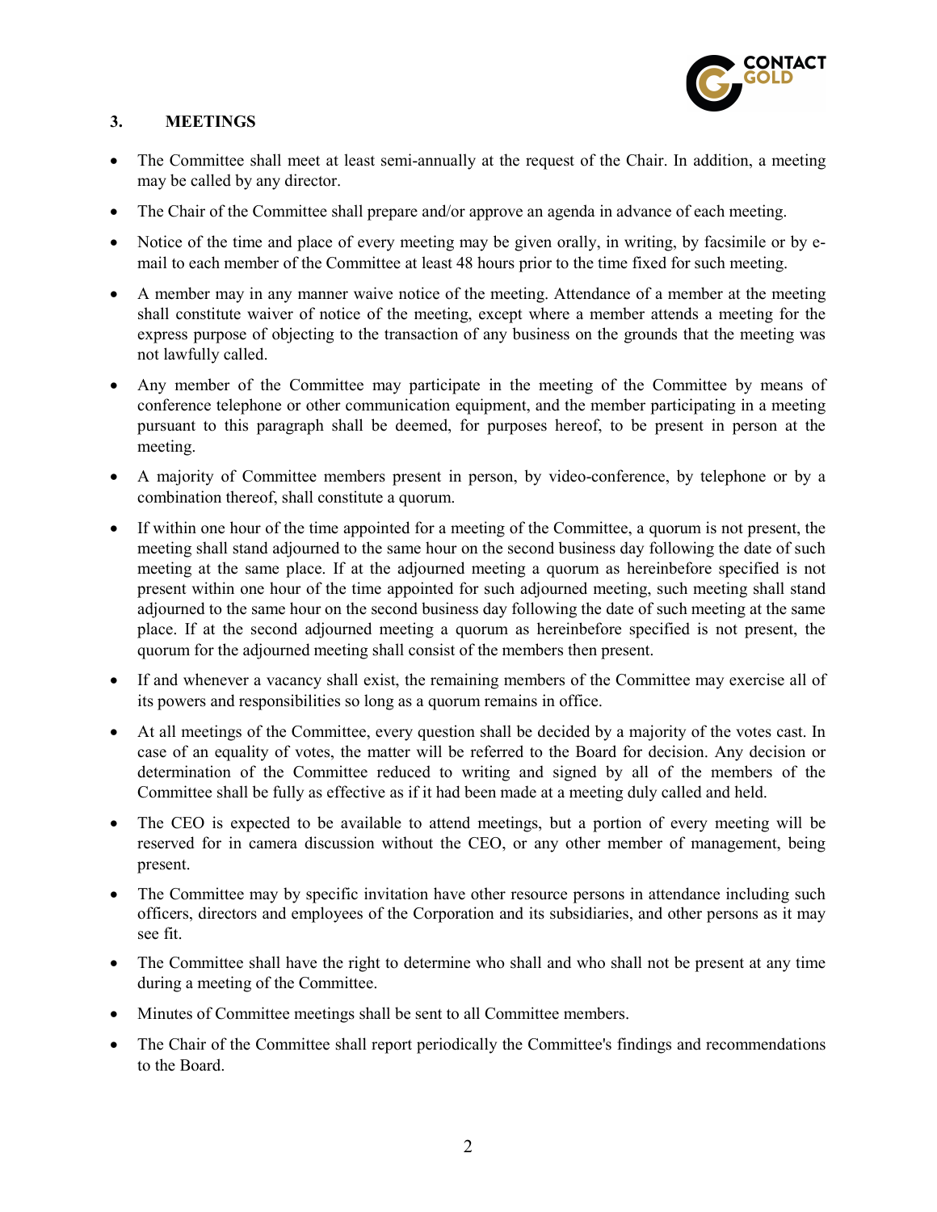## 3. MEETINGS

- The Committee shall meet at least semi-annually at the request of the Chair. In addition, a meeting may be called by any director.
- The Chair of the Committee shall prepare and/or approve an agenda in advance of each meeting.
- Notice of the time and place of every meeting may be given orally, in writing, by facsimile or by e-mail to each member of the Committee at least 48 hours prior to the time fixed for such meeting.
- A member may in any manner waive notice of the meeting. Attendance of a member at the meeting shall constitute waiver of notice of the meeting, except where a member attends a meeting for the express purpose of objecting to the transaction of any business on the grounds that the meeting was not lawfully called.
- Any member of the Committee may participate in the meeting of the Committee by means of conference telephone or other communication equipment, and the member participating in a meeting pursuant to this paragraph shall be deemed, for purposes hereof, to be present in person at the meeting.
- A majority of Committee members present in person, by video-conference, by telephone or by a combination thereof, shall constitute a quorum.
- If within one hour of the time appointed for a meeting of the Committee, a quorum is not present, the meeting shall stand adjourned to the same hour on the second business day following the date of such meeting at the same place. If at the adjourned meeting a quorum as hereinbefore specified is not present within one hour of the time appointed for such adjourned meeting, such meeting shall stand adjourned to the same hour on the second business day following the date of such meeting at the same place. If at the second adjourned meeting a quorum as hereinbefore specified is not present, the quorum for the adjourned meeting shall consist of the members then present.
- If and whenever a vacancy shall exist, the remaining members of the Committee may exercise all of its powers and responsibilities so long as a quorum remains in office.
- At all meetings of the Committee, every question shall be decided by a majority of the votes cast. In case of an equality of votes, the matter will be referred to the Board for decision. Any decision or determination of the Committee reduced to writing and signed by all of the members of the Committee shall be fully as effective as if it had been made at a meeting duly called and held.
- The CEO is expected to be available to attend meetings, but a portion of every meeting will be reserved for in camera discussion without the CEO, or any other member of management, being present.
- The Committee may by specific invitation have other resource persons in attendance including such officers, directors and employees of the Corporation and its subsidiaries, and other persons as it may see fit.
- The Committee shall have the right to determine who shall and who shall not be present at any time during a meeting of the Committee.
- Minutes of Committee meetings shall be sent to all Committee members.
- The Chair of the Committee shall report periodically the Committee's findings and recommendations to the Board.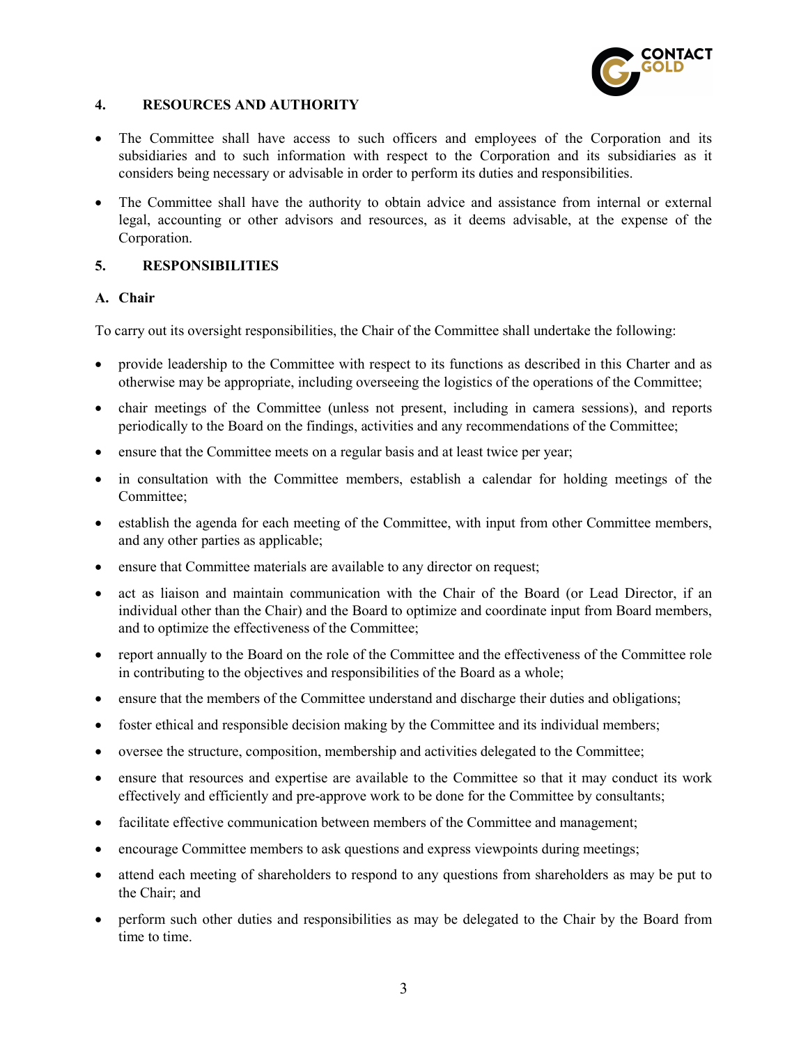## 4. RESOURCES AND AUTHORITY

- The Committee shall have access to such officers and employees of the Corporation and its subsidiaries and to such information with respect to the Corporation and its subsidiaries as it considers being necessary or advisable in order to perform its duties and responsibilities.
- The Committee shall have the authority to obtain advice and assistance from internal or external legal, accounting or other advisors and resources, as it deems advisable, at the expense of the Corporation.

## 5. RESPONSIBILITIES

### A. Chair

To carry out its oversight responsibilities, the Chair of the Committee shall undertake the following:

- provide leadership to the Committee with respect to its functions as described in this Charter and as otherwise may be appropriate, including overseeing the logistics of the operations of the Committee;
- chair meetings of the Committee (unless not present, including in camera sessions), and reports periodically to the Board on the findings, activities and any recommendations of the Committee;
- ensure that the Committee meets on a regular basis and at least twice per year;
- in consultation with the Committee members, establish a calendar for holding meetings of the Committee;
- establish the agenda for each meeting of the Committee, with input from other Committee members, and any other parties as applicable;
- ensure that Committee materials are available to any director on request;
- act as liaison and maintain communication with the Chair of the Board (or Lead Director, if an individual other than the Chair) and the Board to optimize and coordinate input from Board members, and to optimize the effectiveness of the Committee;
- report annually to the Board on the role of the Committee and the effectiveness of the Committee role in contributing to the objectives and responsibilities of the Board as a whole;
- ensure that the members of the Committee understand and discharge their duties and obligations;
- foster ethical and responsible decision making by the Committee and its individual members;
- oversee the structure, composition, membership and activities delegated to the Committee;
- ensure that resources and expertise are available to the Committee so that it may conduct its work effectively and efficiently and pre-approve work to be done for the Committee by consultants;
- facilitate effective communication between members of the Committee and management;
- encourage Committee members to ask questions and express viewpoints during meetings;
- attend each meeting of shareholders to respond to any questions from shareholders as may be put to the Chair; and
- perform such other duties and responsibilities as may be delegated to the Chair by the Board from time to time.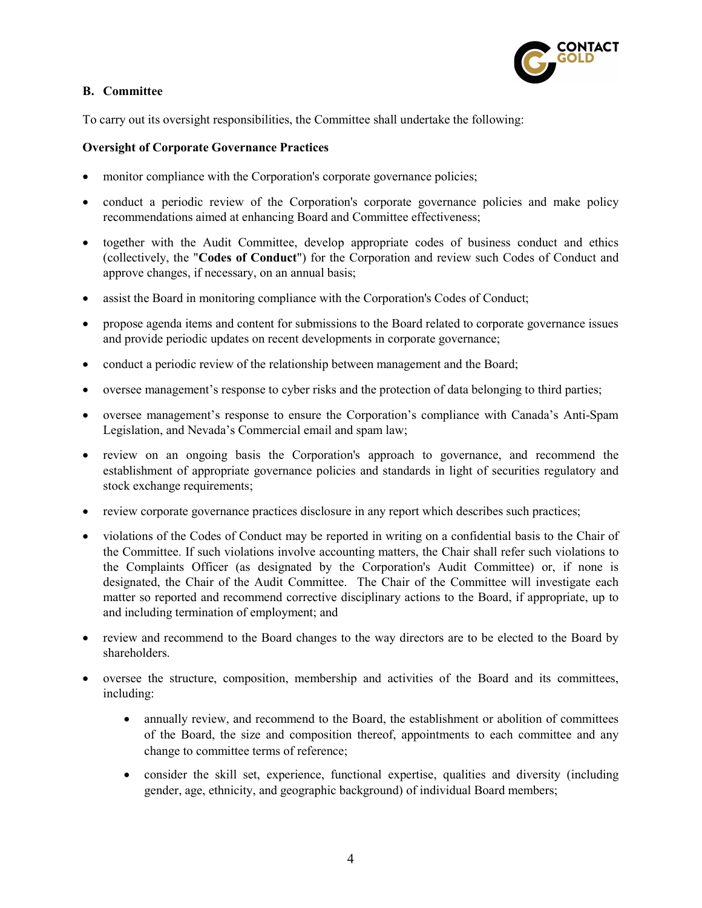### B. Committee

To carry out its oversight responsibilities, the Committee shall undertake the following:

**Oversight of Corporate Governance Practices**

- monitor compliance with the Corporation's corporate governance policies;
- conduct a periodic review of the Corporation's corporate governance policies and make policy recommendations aimed at enhancing Board and Committee effectiveness;
- together with the Audit Committee, develop appropriate codes of business conduct and ethics (collectively, the "**Codes of Conduct**") for the Corporation and review such Codes of Conduct and approve changes, if necessary, on an annual basis;
- assist the Board in monitoring compliance with the Corporation's Codes of Conduct;
- propose agenda items and content for submissions to the Board related to corporate governance issues and provide periodic updates on recent developments in corporate governance;
- conduct a periodic review of the relationship between management and the Board;
- oversee management's response to cyber risks and the protection of data belonging to third parties;
- oversee management's response to ensure the Corporation's compliance with Canada's Anti-Spam Legislation, and Nevada's Commercial email and spam law;
- review on an ongoing basis the Corporation's approach to governance, and recommend the establishment of appropriate governance policies and standards in light of securities regulatory and stock exchange requirements;
- review corporate governance practices disclosure in any report which describes such practices;
- violations of the Codes of Conduct may be reported in writing on a confidential basis to the Chair of the Committee. If such violations involve accounting matters, the Chair shall refer such violations to the Complaints Officer (as designated by the Corporation's Audit Committee) or, if none is designated, the Chair of the Audit Committee. The Chair of the Committee will investigate each matter so reported and recommend corrective disciplinary actions to the Board, if appropriate, up to and including termination of employment; and
- review and recommend to the Board changes to the way directors are to be elected to the Board by shareholders.
- oversee the structure, composition, membership and activities of the Board and its committees, including:
    - annually review, and recommend to the Board, the establishment or abolition of committees of the Board, the size and composition thereof, appointments to each committee and any change to committee terms of reference;
    - consider the skill set, experience, functional expertise, qualities and diversity (including gender, age, ethnicity, and geographic background) of individual Board members;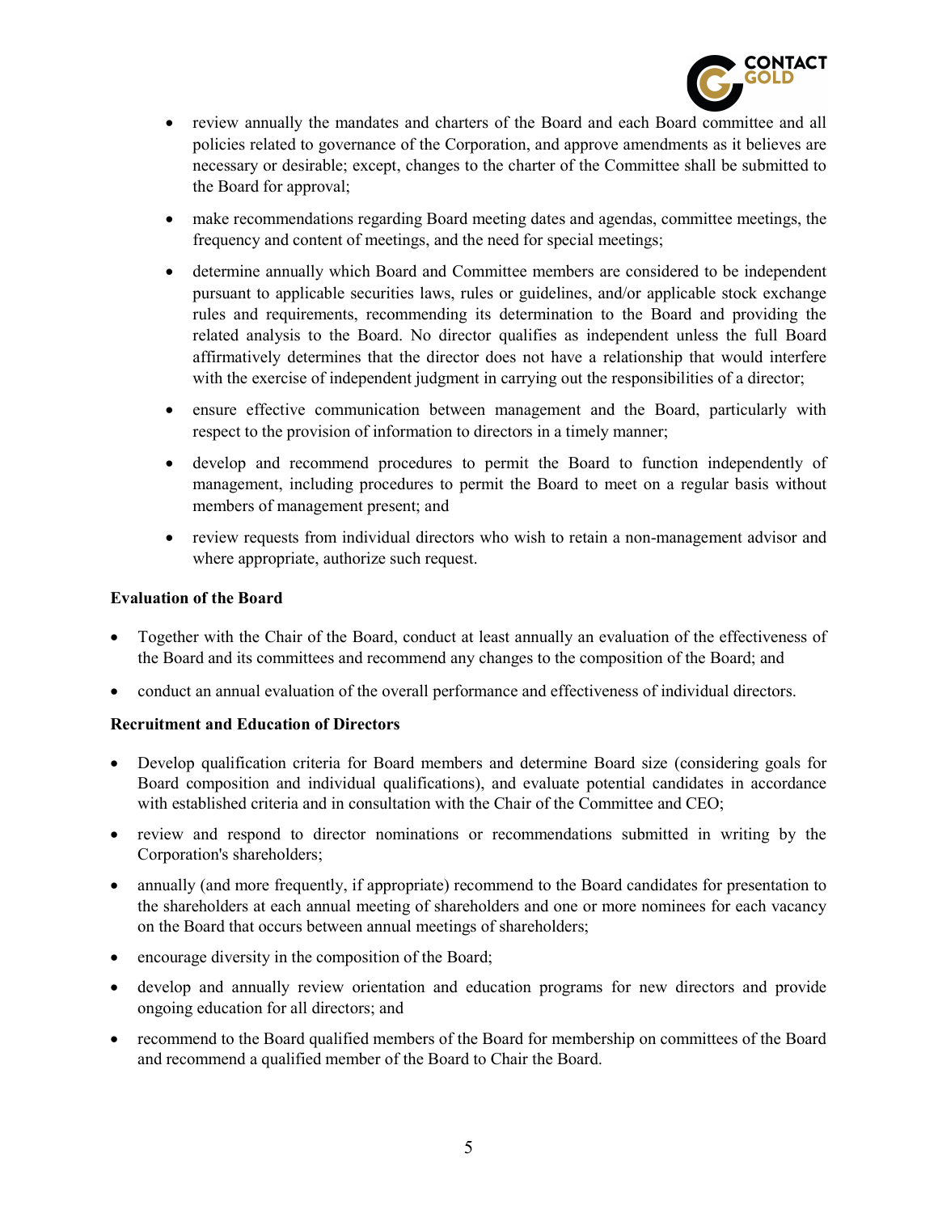- review annually the mandates and charters of the Board and each Board committee and all policies related to governance of the Corporation, and approve amendments as it believes are necessary or desirable; except, changes to the charter of the Committee shall be submitted to the Board for approval;
- make recommendations regarding Board meeting dates and agendas, committee meetings, the frequency and content of meetings, and the need for special meetings;
- determine annually which Board and Committee members are considered to be independent pursuant to applicable securities laws, rules or guidelines, and/or applicable stock exchange rules and requirements, recommending its determination to the Board and providing the related analysis to the Board. No director qualifies as independent unless the full Board affirmatively determines that the director does not have a relationship that would interfere with the exercise of independent judgment in carrying out the responsibilities of a director;
- ensure effective communication between management and the Board, particularly with respect to the provision of information to directors in a timely manner;
- develop and recommend procedures to permit the Board to function independently of management, including procedures to permit the Board to meet on a regular basis without members of management present; and
- review requests from individual directors who wish to retain a non-management advisor and where appropriate, authorize such request.

**Evaluation of the Board**

- Together with the Chair of the Board, conduct at least annually an evaluation of the effectiveness of the Board and its committees and recommend any changes to the composition of the Board; and
- conduct an annual evaluation of the overall performance and effectiveness of individual directors.

**Recruitment and Education of Directors**

- Develop qualification criteria for Board members and determine Board size (considering goals for Board composition and individual qualifications), and evaluate potential candidates in accordance with established criteria and in consultation with the Chair of the Committee and CEO;
- review and respond to director nominations or recommendations submitted in writing by the Corporation's shareholders;
- annually (and more frequently, if appropriate) recommend to the Board candidates for presentation to the shareholders at each annual meeting of shareholders and one or more nominees for each vacancy on the Board that occurs between annual meetings of shareholders;
- encourage diversity in the composition of the Board;
- develop and annually review orientation and education programs for new directors and provide ongoing education for all directors; and
- recommend to the Board qualified members of the Board for membership on committees of the Board and recommend a qualified member of the Board to Chair the Board.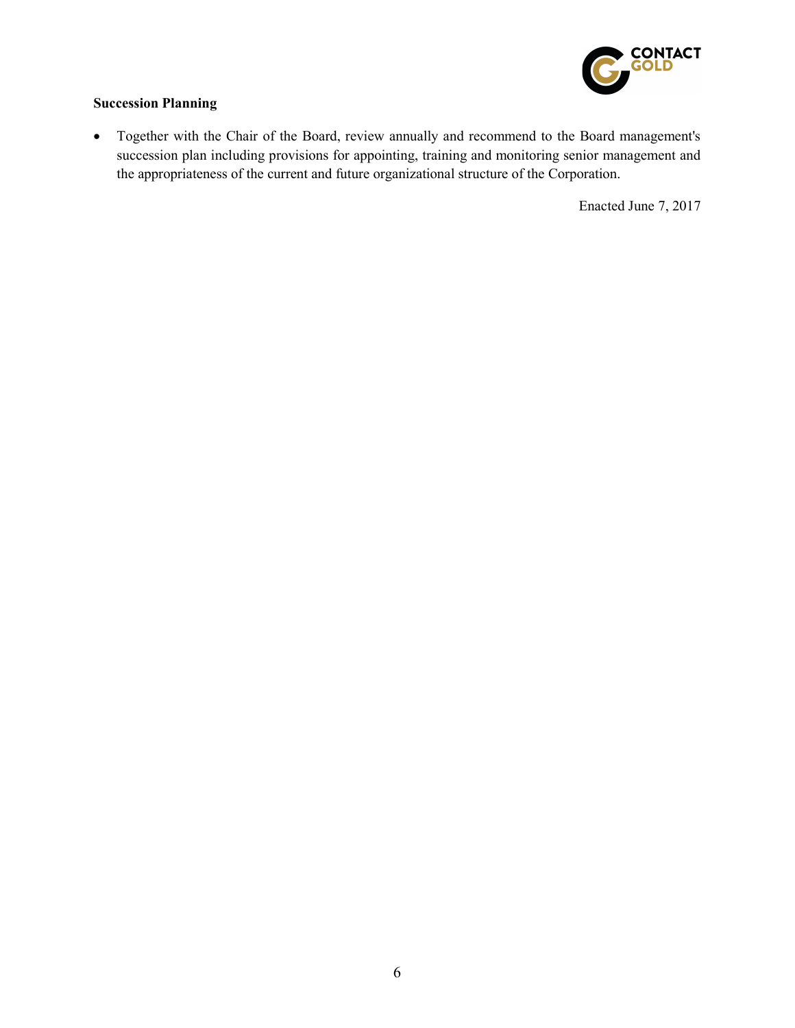**Succession Planning**

- Together with the Chair of the Board, review annually and recommend to the Board management's succession plan including provisions for appointing, training and monitoring senior management and the appropriateness of the current and future organizational structure of the Corporation.

Enacted June 7, 2017